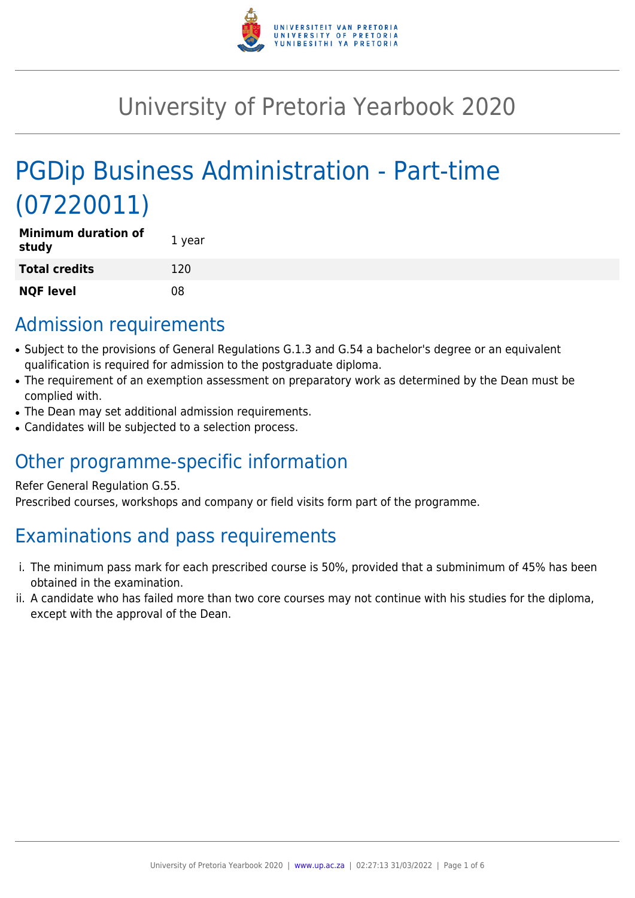# University of Pretoria Yearbook 2020

# PGDip Business Administration - Part-time (07220011)

| | |
|---|---|
| **Minimum duration of study** | 1 year |
| **Total credits** | 120 |
| **NQF level** | 08 |

## Admission requirements

- Subject to the provisions of General Regulations G.1.3 and G.54 a bachelor's degree or an equivalent qualification is required for admission to the postgraduate diploma.
- The requirement of an exemption assessment on preparatory work as determined by the Dean must be complied with.
- The Dean may set additional admission requirements.
- Candidates will be subjected to a selection process.

## Other programme-specific information

Refer General Regulation G.55.
Prescribed courses, workshops and company or field visits form part of the programme.

## Examinations and pass requirements

i. The minimum pass mark for each prescribed course is 50%, provided that a subminimum of 45% has been obtained in the examination.
ii. A candidate who has failed more than two core courses may not continue with his studies for the diploma, except with the approval of the Dean.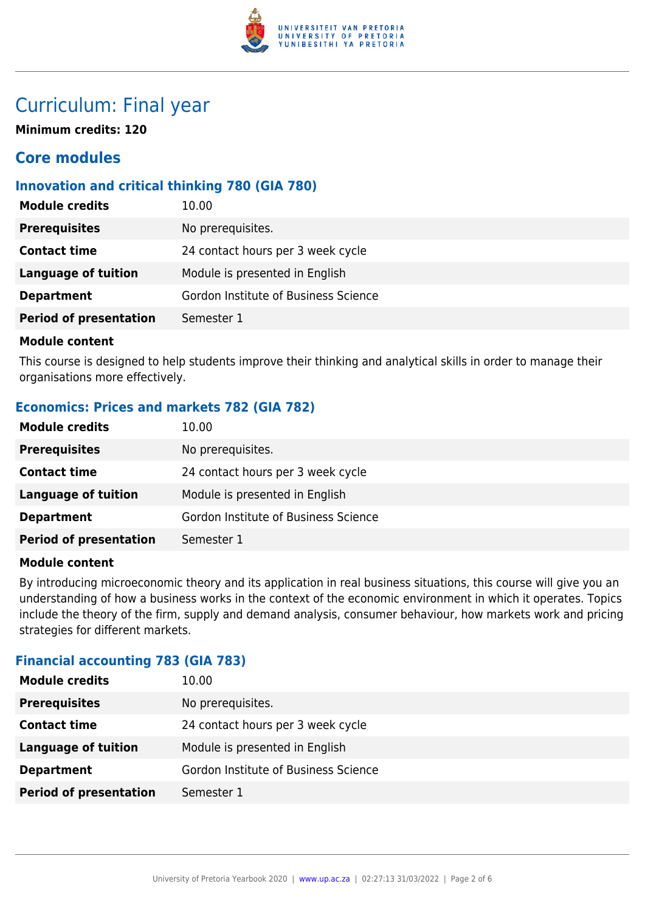# Curriculum: Final year

**Minimum credits: 120**

## Core modules

### Innovation and critical thinking 780 (GIA 780)

| | |
|---|---|
| **Module credits** | 10.00 |
| **Prerequisites** | No prerequisites. |
| **Contact time** | 24 contact hours per 3 week cycle |
| **Language of tuition** | Module is presented in English |
| **Department** | Gordon Institute of Business Science |
| **Period of presentation** | Semester 1 |

**Module content**

This course is designed to help students improve their thinking and analytical skills in order to manage their organisations more effectively.

### Economics: Prices and markets 782 (GIA 782)

| | |
|---|---|
| **Module credits** | 10.00 |
| **Prerequisites** | No prerequisites. |
| **Contact time** | 24 contact hours per 3 week cycle |
| **Language of tuition** | Module is presented in English |
| **Department** | Gordon Institute of Business Science |
| **Period of presentation** | Semester 1 |

**Module content**

By introducing microeconomic theory and its application in real business situations, this course will give you an understanding of how a business works in the context of the economic environment in which it operates. Topics include the theory of the firm, supply and demand analysis, consumer behaviour, how markets work and pricing strategies for different markets.

### Financial accounting 783 (GIA 783)

| | |
|---|---|
| **Module credits** | 10.00 |
| **Prerequisites** | No prerequisites. |
| **Contact time** | 24 contact hours per 3 week cycle |
| **Language of tuition** | Module is presented in English |
| **Department** | Gordon Institute of Business Science |
| **Period of presentation** | Semester 1 |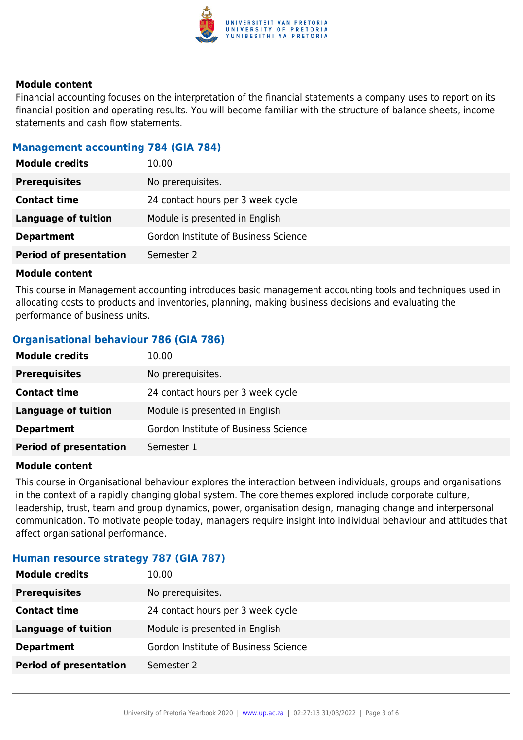#### Module content

Financial accounting focuses on the interpretation of the financial statements a company uses to report on its financial position and operating results. You will become familiar with the structure of balance sheets, income statements and cash flow statements.

### Management accounting 784 (GIA 784)

| **Module credits** | 10.00 |
|---|---|
| **Prerequisites** | No prerequisites. |
| **Contact time** | 24 contact hours per 3 week cycle |
| **Language of tuition** | Module is presented in English |
| **Department** | Gordon Institute of Business Science |
| **Period of presentation** | Semester 2 |

#### Module content

This course in Management accounting introduces basic management accounting tools and techniques used in allocating costs to products and inventories, planning, making business decisions and evaluating the performance of business units.

### Organisational behaviour 786 (GIA 786)

| **Module credits** | 10.00 |
|---|---|
| **Prerequisites** | No prerequisites. |
| **Contact time** | 24 contact hours per 3 week cycle |
| **Language of tuition** | Module is presented in English |
| **Department** | Gordon Institute of Business Science |
| **Period of presentation** | Semester 1 |

#### Module content

This course in Organisational behaviour explores the interaction between individuals, groups and organisations in the context of a rapidly changing global system. The core themes explored include corporate culture, leadership, trust, team and group dynamics, power, organisation design, managing change and interpersonal communication. To motivate people today, managers require insight into individual behaviour and attitudes that affect organisational performance.

### Human resource strategy 787 (GIA 787)

| **Module credits** | 10.00 |
|---|---|
| **Prerequisites** | No prerequisites. |
| **Contact time** | 24 contact hours per 3 week cycle |
| **Language of tuition** | Module is presented in English |
| **Department** | Gordon Institute of Business Science |
| **Period of presentation** | Semester 2 |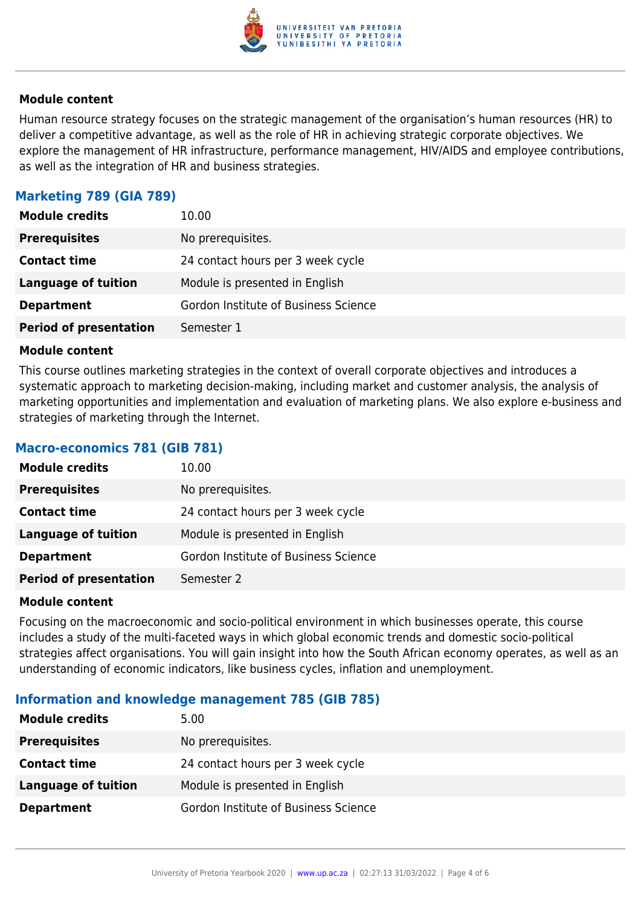**Module content**

Human resource strategy focuses on the strategic management of the organisation's human resources (HR) to deliver a competitive advantage, as well as the role of HR in achieving strategic corporate objectives. We explore the management of HR infrastructure, performance management, HIV/AIDS and employee contributions, as well as the integration of HR and business strategies.

### Marketing 789 (GIA 789)

| | |
|---|---|
| **Module credits** | 10.00 |
| **Prerequisites** | No prerequisites. |
| **Contact time** | 24 contact hours per 3 week cycle |
| **Language of tuition** | Module is presented in English |
| **Department** | Gordon Institute of Business Science |
| **Period of presentation** | Semester 1 |

**Module content**

This course outlines marketing strategies in the context of overall corporate objectives and introduces a systematic approach to marketing decision-making, including market and customer analysis, the analysis of marketing opportunities and implementation and evaluation of marketing plans. We also explore e-business and strategies of marketing through the Internet.

### Macro-economics 781 (GIB 781)

| | |
|---|---|
| **Module credits** | 10.00 |
| **Prerequisites** | No prerequisites. |
| **Contact time** | 24 contact hours per 3 week cycle |
| **Language of tuition** | Module is presented in English |
| **Department** | Gordon Institute of Business Science |
| **Period of presentation** | Semester 2 |

**Module content**

Focusing on the macroeconomic and socio-political environment in which businesses operate, this course includes a study of the multi-faceted ways in which global economic trends and domestic socio-political strategies affect organisations. You will gain insight into how the South African economy operates, as well as an understanding of economic indicators, like business cycles, inflation and unemployment.

### Information and knowledge management 785 (GIB 785)

| | |
|---|---|
| **Module credits** | 5.00 |
| **Prerequisites** | No prerequisites. |
| **Contact time** | 24 contact hours per 3 week cycle |
| **Language of tuition** | Module is presented in English |
| **Department** | Gordon Institute of Business Science |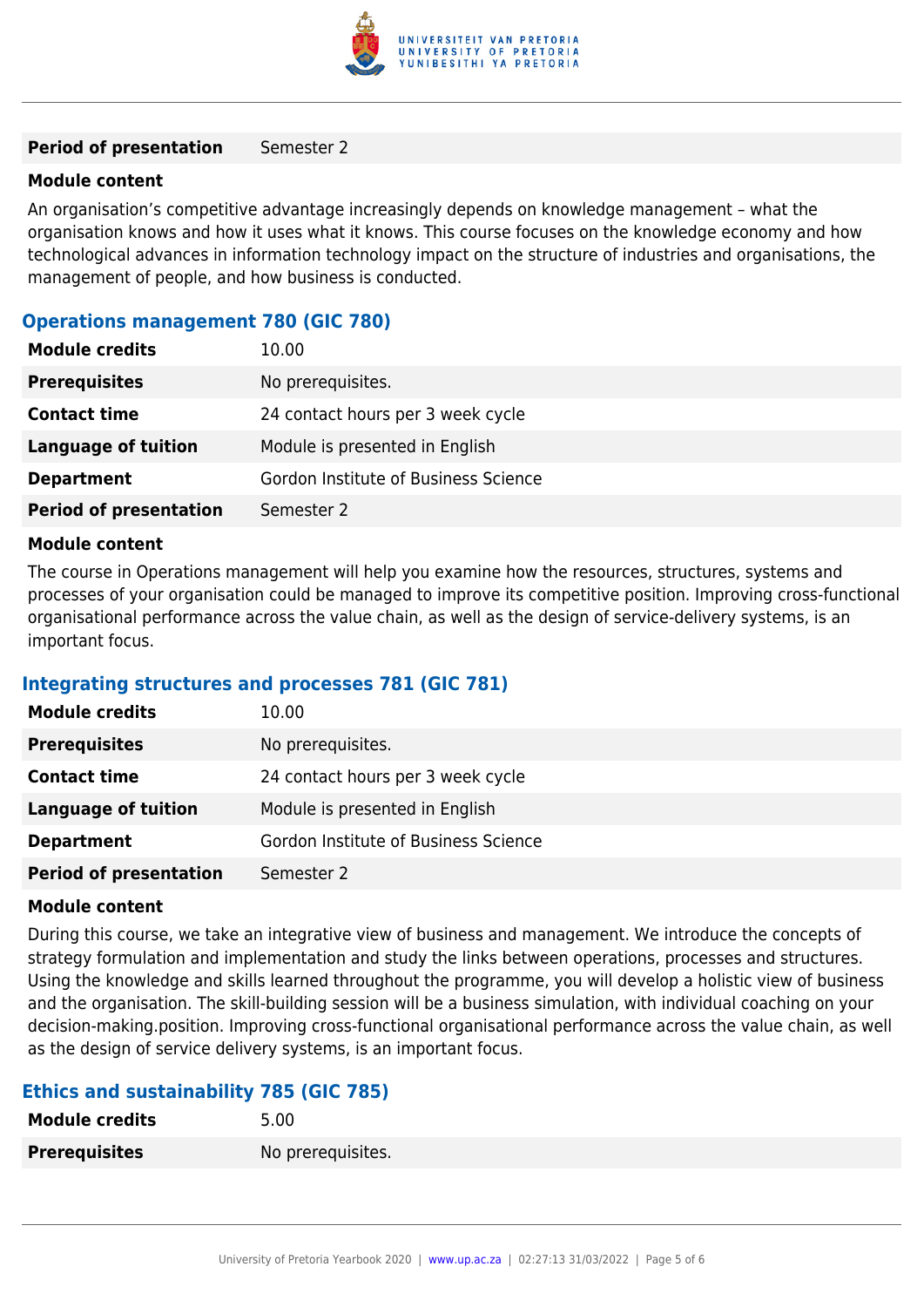| | |
|---|---|
| **Period of presentation** | Semester 2 |

**Module content**

An organisation’s competitive advantage increasingly depends on knowledge management – what the organisation knows and how it uses what it knows. This course focuses on the knowledge economy and how technological advances in information technology impact on the structure of industries and organisations, the management of people, and how business is conducted.

### Operations management 780 (GIC 780)

| | |
|---|---|
| **Module credits** | 10.00 |
| **Prerequisites** | No prerequisites. |
| **Contact time** | 24 contact hours per 3 week cycle |
| **Language of tuition** | Module is presented in English |
| **Department** | Gordon Institute of Business Science |
| **Period of presentation** | Semester 2 |

**Module content**

The course in Operations management will help you examine how the resources, structures, systems and processes of your organisation could be managed to improve its competitive position. Improving cross-functional organisational performance across the value chain, as well as the design of service-delivery systems, is an important focus.

### Integrating structures and processes 781 (GIC 781)

| | |
|---|---|
| **Module credits** | 10.00 |
| **Prerequisites** | No prerequisites. |
| **Contact time** | 24 contact hours per 3 week cycle |
| **Language of tuition** | Module is presented in English |
| **Department** | Gordon Institute of Business Science |
| **Period of presentation** | Semester 2 |

**Module content**

During this course, we take an integrative view of business and management. We introduce the concepts of strategy formulation and implementation and study the links between operations, processes and structures. Using the knowledge and skills learned throughout the programme, you will develop a holistic view of business and the organisation. The skill-building session will be a business simulation, with individual coaching on your decision-making.position. Improving cross-functional organisational performance across the value chain, as well as the design of service delivery systems, is an important focus.

### Ethics and sustainability 785 (GIC 785)

| | |
|---|---|
| **Module credits** | 5.00 |
| **Prerequisites** | No prerequisites. |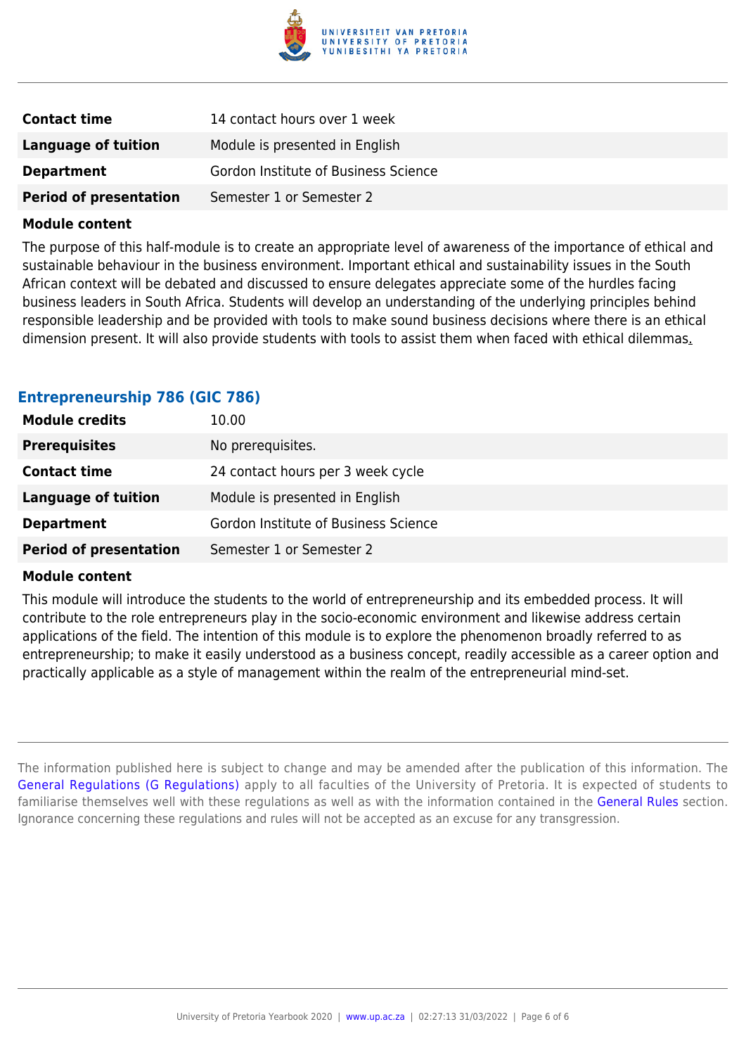| | |
|---|---|
| **Contact time** | 14 contact hours over 1 week |
| **Language of tuition** | Module is presented in English |
| **Department** | Gordon Institute of Business Science |
| **Period of presentation** | Semester 1 or Semester 2 |

**Module content**

The purpose of this half-module is to create an appropriate level of awareness of the importance of ethical and sustainable behaviour in the business environment. Important ethical and sustainability issues in the South African context will be debated and discussed to ensure delegates appreciate some of the hurdles facing business leaders in South Africa. Students will develop an understanding of the underlying principles behind responsible leadership and be provided with tools to make sound business decisions where there is an ethical dimension present. It will also provide students with tools to assist them when faced with ethical dilemmas.

### Entrepreneurship 786 (GIC 786)

| | |
|---|---|
| **Module credits** | 10.00 |
| **Prerequisites** | No prerequisites. |
| **Contact time** | 24 contact hours per 3 week cycle |
| **Language of tuition** | Module is presented in English |
| **Department** | Gordon Institute of Business Science |
| **Period of presentation** | Semester 1 or Semester 2 |

**Module content**

This module will introduce the students to the world of entrepreneurship and its embedded process. It will contribute to the role entrepreneurs play in the socio-economic environment and likewise address certain applications of the field. The intention of this module is to explore the phenomenon broadly referred to as entrepreneurship; to make it easily understood as a business concept, readily accessible as a career option and practically applicable as a style of management within the realm of the entrepreneurial mind-set.

The information published here is subject to change and may be amended after the publication of this information. The General Regulations (G Regulations) apply to all faculties of the University of Pretoria. It is expected of students to familiarise themselves well with these regulations as well as with the information contained in the General Rules section. Ignorance concerning these regulations and rules will not be accepted as an excuse for any transgression.